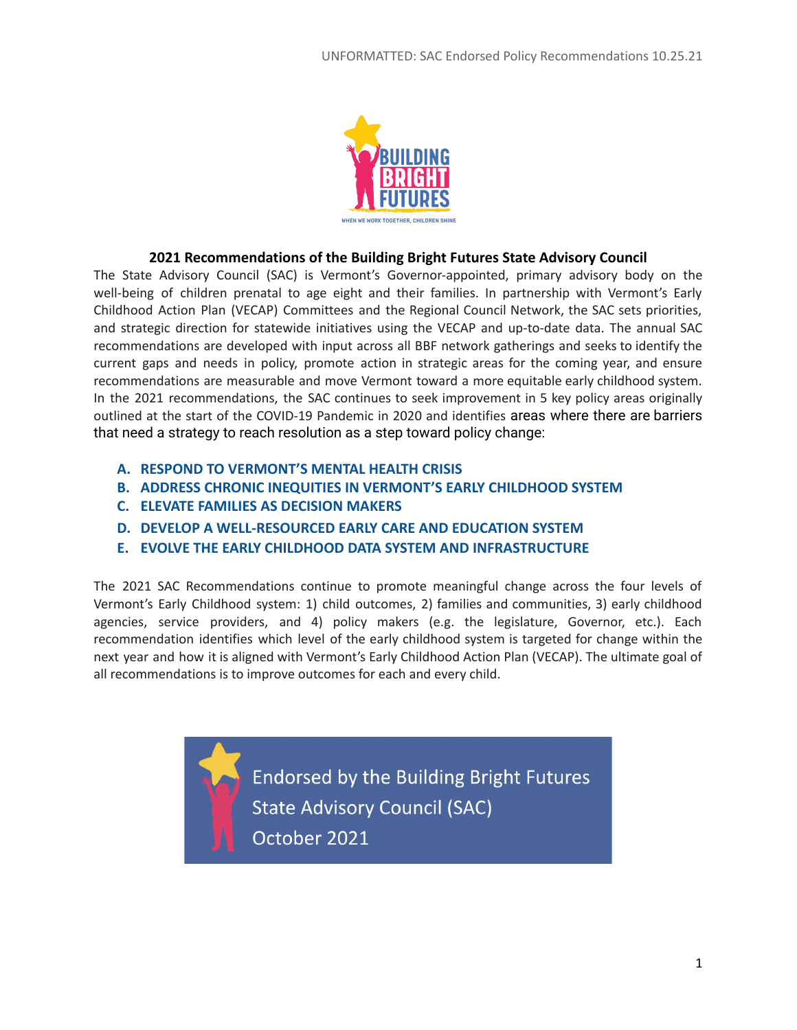UNFORMATTED: SAC Endorsed Policy Recommendations 10.25.21

## 2021 Recommendations of the Building Bright Futures State Advisory Council

The State Advisory Council (SAC) is Vermont's Governor-appointed, primary advisory body on the well-being of children prenatal to age eight and their families. In partnership with Vermont's Early Childhood Action Plan (VECAP) Committees and the Regional Council Network, the SAC sets priorities, and strategic direction for statewide initiatives using the VECAP and up-to-date data. The annual SAC recommendations are developed with input across all BBF network gatherings and seeks to identify the current gaps and needs in policy, promote action in strategic areas for the coming year, and ensure recommendations are measurable and move Vermont toward a more equitable early childhood system. In the 2021 recommendations, the SAC continues to seek improvement in 5 key policy areas originally outlined at the start of the COVID-19 Pandemic in 2020 and identifies areas where there are barriers that need a strategy to reach resolution as a step toward policy change:

- **A. RESPOND TO VERMONT'S MENTAL HEALTH CRISIS**
- **B. ADDRESS CHRONIC INEQUITIES IN VERMONT'S EARLY CHILDHOOD SYSTEM**
- **C. ELEVATE FAMILIES AS DECISION MAKERS**
- **D. DEVELOP A WELL-RESOURCED EARLY CARE AND EDUCATION SYSTEM**
- **E. EVOLVE THE EARLY CHILDHOOD DATA SYSTEM AND INFRASTRUCTURE**

The 2021 SAC Recommendations continue to promote meaningful change across the four levels of Vermont's Early Childhood system: 1) child outcomes, 2) families and communities, 3) early childhood agencies, service providers, and 4) policy makers (e.g. the legislature, Governor, etc.). Each recommendation identifies which level of the early childhood system is targeted for change within the next year and how it is aligned with Vermont's Early Childhood Action Plan (VECAP). The ultimate goal of all recommendations is to improve outcomes for each and every child.

Endorsed by the Building Bright Futures State Advisory Council (SAC) October 2021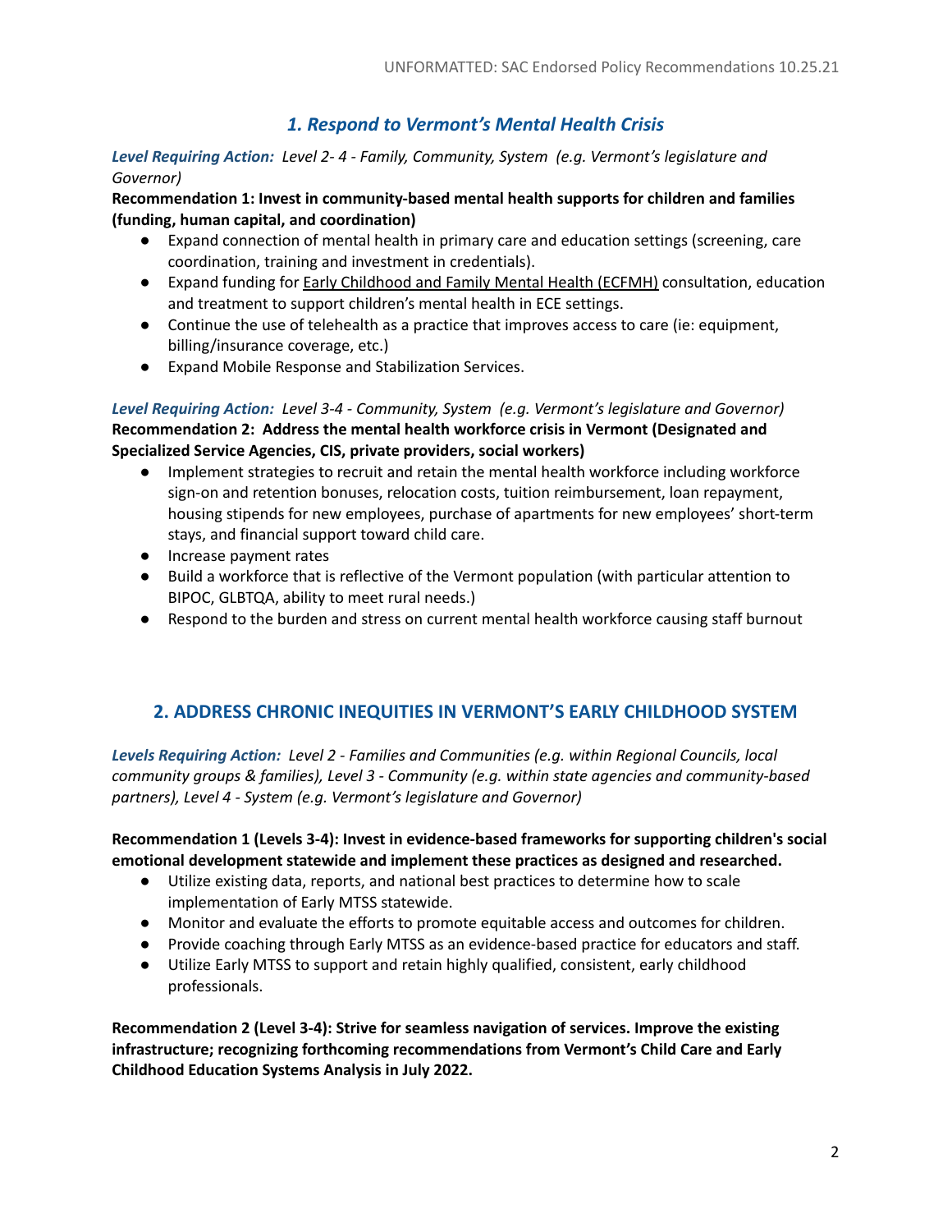## *1. Respond to Vermont's Mental Health Crisis*

***Level Requiring Action:*** *Level 2- 4 - Family, Community, System (e.g. Vermont's legislature and Governor)*

**Recommendation 1: Invest in community-based mental health supports for children and families (funding, human capital, and coordination)**

- Expand connection of mental health in primary care and education settings (screening, care coordination, training and investment in credentials).
- Expand funding for Early Childhood and Family Mental Health (ECFMH) consultation, education and treatment to support children's mental health in ECE settings.
- Continue the use of telehealth as a practice that improves access to care (ie: equipment, billing/insurance coverage, etc.)
- Expand Mobile Response and Stabilization Services.

***Level Requiring Action:*** *Level 3-4 - Community, System (e.g. Vermont's legislature and Governor)*

**Recommendation 2: Address the mental health workforce crisis in Vermont (Designated and Specialized Service Agencies, CIS, private providers, social workers)**

- Implement strategies to recruit and retain the mental health workforce including workforce sign-on and retention bonuses, relocation costs, tuition reimbursement, loan repayment, housing stipends for new employees, purchase of apartments for new employees' short-term stays, and financial support toward child care.
- Increase payment rates
- Build a workforce that is reflective of the Vermont population (with particular attention to BIPOC, GLBTQA, ability to meet rural needs.)
- Respond to the burden and stress on current mental health workforce causing staff burnout

## 2. ADDRESS CHRONIC INEQUITIES IN VERMONT'S EARLY CHILDHOOD SYSTEM

***Levels Requiring Action:*** *Level 2 - Families and Communities (e.g. within Regional Councils, local community groups & families), Level 3 - Community (e.g. within state agencies and community-based partners), Level 4 - System (e.g. Vermont's legislature and Governor)*

**Recommendation 1 (Levels 3-4): Invest in evidence-based frameworks for supporting children's social emotional development statewide and implement these practices as designed and researched.**

- Utilize existing data, reports, and national best practices to determine how to scale implementation of Early MTSS statewide.
- Monitor and evaluate the efforts to promote equitable access and outcomes for children.
- Provide coaching through Early MTSS as an evidence-based practice for educators and staff.
- Utilize Early MTSS to support and retain highly qualified, consistent, early childhood professionals.

**Recommendation 2 (Level 3-4): Strive for seamless navigation of services. Improve the existing infrastructure; recognizing forthcoming recommendations from Vermont's Child Care and Early Childhood Education Systems Analysis in July 2022.**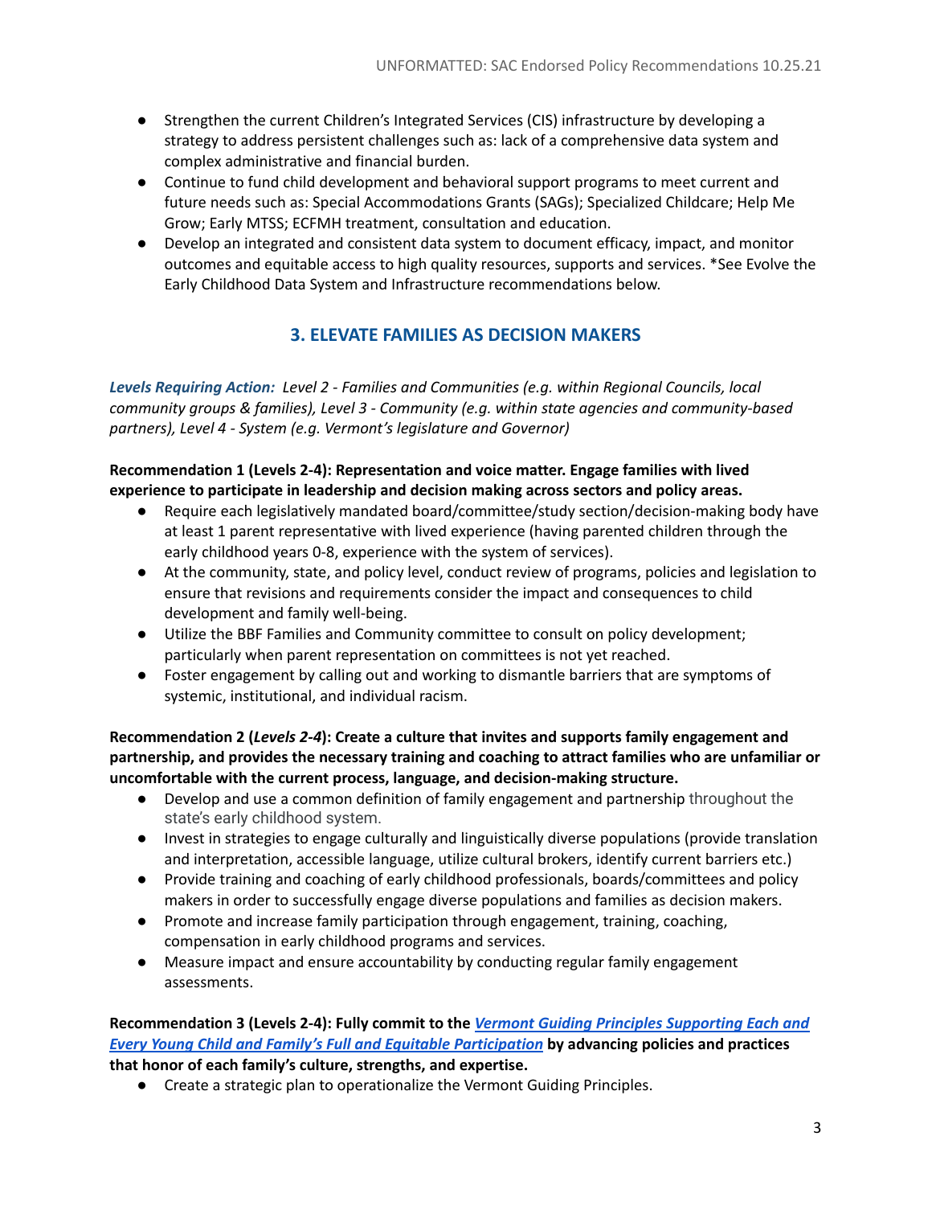- Strengthen the current Children's Integrated Services (CIS) infrastructure by developing a strategy to address persistent challenges such as: lack of a comprehensive data system and complex administrative and financial burden.
- Continue to fund child development and behavioral support programs to meet current and future needs such as: Special Accommodations Grants (SAGs); Specialized Childcare; Help Me Grow; Early MTSS; ECFMH treatment, consultation and education.
- Develop an integrated and consistent data system to document efficacy, impact, and monitor outcomes and equitable access to high quality resources, supports and services. *See Evolve the Early Childhood Data System and Infrastructure recommendations below.

## 3. ELEVATE FAMILIES AS DECISION MAKERS

***Levels Requiring Action:*** *Level 2 - Families and Communities (e.g. within Regional Councils, local community groups & families), Level 3 - Community (e.g. within state agencies and community-based partners), Level 4 - System (e.g. Vermont's legislature and Governor)*

**Recommendation 1 (Levels 2-4): Representation and voice matter. Engage families with lived experience to participate in leadership and decision making across sectors and policy areas.**

- Require each legislatively mandated board/committee/study section/decision-making body have at least 1 parent representative with lived experience (having parented children through the early childhood years 0-8, experience with the system of services).
- At the community, state, and policy level, conduct review of programs, policies and legislation to ensure that revisions and requirements consider the impact and consequences to child development and family well-being.
- Utilize the BBF Families and Community committee to consult on policy development; particularly when parent representation on committees is not yet reached.
- Foster engagement by calling out and working to dismantle barriers that are symptoms of systemic, institutional, and individual racism.

**Recommendation 2 (*Levels 2-4*): Create a culture that invites and supports family engagement and partnership, and provides the necessary training and coaching to attract families who are unfamiliar or uncomfortable with the current process, language, and decision-making structure.**

- Develop and use a common definition of family engagement and partnership throughout the state's early childhood system.
- Invest in strategies to engage culturally and linguistically diverse populations (provide translation and interpretation, accessible language, utilize cultural brokers, identify current barriers etc.)
- Provide training and coaching of early childhood professionals, boards/committees and policy makers in order to successfully engage diverse populations and families as decision makers.
- Promote and increase family participation through engagement, training, coaching, compensation in early childhood programs and services.
- Measure impact and ensure accountability by conducting regular family engagement assessments.

**Recommendation 3 (Levels 2-4): Fully commit to the *Vermont Guiding Principles Supporting Each and Every Young Child and Family's Full and Equitable Participation* by advancing policies and practices that honor of each family's culture, strengths, and expertise.**

- Create a strategic plan to operationalize the Vermont Guiding Principles.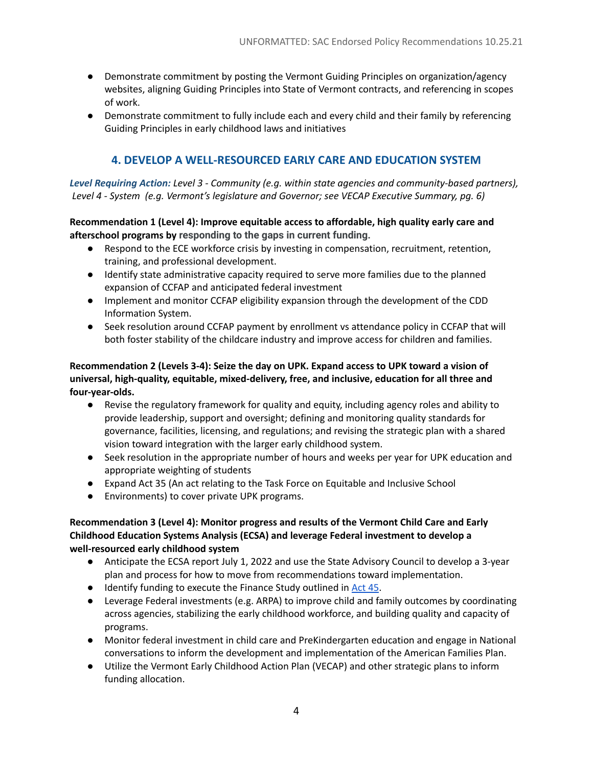- Demonstrate commitment by posting the Vermont Guiding Principles on organization/agency websites, aligning Guiding Principles into State of Vermont contracts, and referencing in scopes of work.
- Demonstrate commitment to fully include each and every child and their family by referencing Guiding Principles in early childhood laws and initiatives

## 4. DEVELOP A WELL-RESOURCED EARLY CARE AND EDUCATION SYSTEM

***Level Requiring Action:*** *Level 3 - Community (e.g. within state agencies and community-based partners), Level 4 - System (e.g. Vermont's legislature and Governor; see VECAP Executive Summary, pg. 6)*

**Recommendation 1 (Level 4): Improve equitable access to affordable, high quality early care and afterschool programs by responding to the gaps in current funding.**

- Respond to the ECE workforce crisis by investing in compensation, recruitment, retention, training, and professional development.
- Identify state administrative capacity required to serve more families due to the planned expansion of CCFAP and anticipated federal investment
- Implement and monitor CCFAP eligibility expansion through the development of the CDD Information System.
- Seek resolution around CCFAP payment by enrollment vs attendance policy in CCFAP that will both foster stability of the childcare industry and improve access for children and families.

**Recommendation 2 (Levels 3-4): Seize the day on UPK. Expand access to UPK toward a vision of universal, high-quality, equitable, mixed-delivery, free, and inclusive, education for all three and four-year-olds.**

- Revise the regulatory framework for quality and equity, including agency roles and ability to provide leadership, support and oversight; defining and monitoring quality standards for governance, facilities, licensing, and regulations; and revising the strategic plan with a shared vision toward integration with the larger early childhood system.
- Seek resolution in the appropriate number of hours and weeks per year for UPK education and appropriate weighting of students
- Expand Act 35 (An act relating to the Task Force on Equitable and Inclusive School
- Environments) to cover private UPK programs.

**Recommendation 3 (Level 4): Monitor progress and results of the Vermont Child Care and Early Childhood Education Systems Analysis (ECSA) and leverage Federal investment to develop a well-resourced early childhood system**

- Anticipate the ECSA report July 1, 2022 and use the State Advisory Council to develop a 3-year plan and process for how to move from recommendations toward implementation.
- Identify funding to execute the Finance Study outlined in [Act 45](Act 45).
- Leverage Federal investments (e.g. ARPA) to improve child and family outcomes by coordinating across agencies, stabilizing the early childhood workforce, and building quality and capacity of programs.
- Monitor federal investment in child care and PreKindergarten education and engage in National conversations to inform the development and implementation of the American Families Plan.
- Utilize the Vermont Early Childhood Action Plan (VECAP) and other strategic plans to inform funding allocation.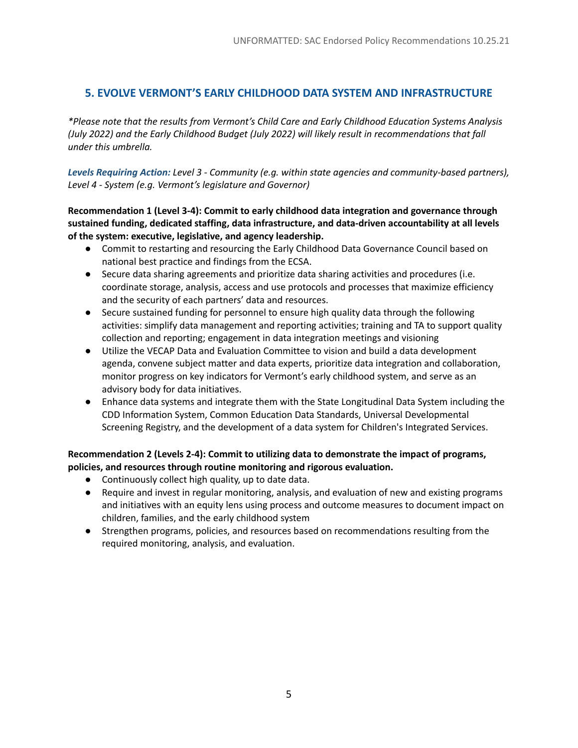## 5. EVOLVE VERMONT'S EARLY CHILDHOOD DATA SYSTEM AND INFRASTRUCTURE

*\*Please note that the results from Vermont's Child Care and Early Childhood Education Systems Analysis (July 2022) and the Early Childhood Budget (July 2022) will likely result in recommendations that fall under this umbrella.*

***Levels Requiring Action:*** *Level 3 - Community (e.g. within state agencies and community-based partners), Level 4 - System (e.g. Vermont's legislature and Governor)*

**Recommendation 1 (Level 3-4): Commit to early childhood data integration and governance through sustained funding, dedicated staffing, data infrastructure, and data-driven accountability at all levels of the system: executive, legislative, and agency leadership.**

- Commit to restarting and resourcing the Early Childhood Data Governance Council based on national best practice and findings from the ECSA.
- Secure data sharing agreements and prioritize data sharing activities and procedures (i.e. coordinate storage, analysis, access and use protocols and processes that maximize efficiency and the security of each partners' data and resources.
- Secure sustained funding for personnel to ensure high quality data through the following activities: simplify data management and reporting activities; training and TA to support quality collection and reporting; engagement in data integration meetings and visioning
- Utilize the VECAP Data and Evaluation Committee to vision and build a data development agenda, convene subject matter and data experts, prioritize data integration and collaboration, monitor progress on key indicators for Vermont's early childhood system, and serve as an advisory body for data initiatives.
- Enhance data systems and integrate them with the State Longitudinal Data System including the CDD Information System, Common Education Data Standards, Universal Developmental Screening Registry, and the development of a data system for Children's Integrated Services.

**Recommendation 2 (Levels 2-4): Commit to utilizing data to demonstrate the impact of programs, policies, and resources through routine monitoring and rigorous evaluation.**

- Continuously collect high quality, up to date data.
- Require and invest in regular monitoring, analysis, and evaluation of new and existing programs and initiatives with an equity lens using process and outcome measures to document impact on children, families, and the early childhood system
- Strengthen programs, policies, and resources based on recommendations resulting from the required monitoring, analysis, and evaluation.